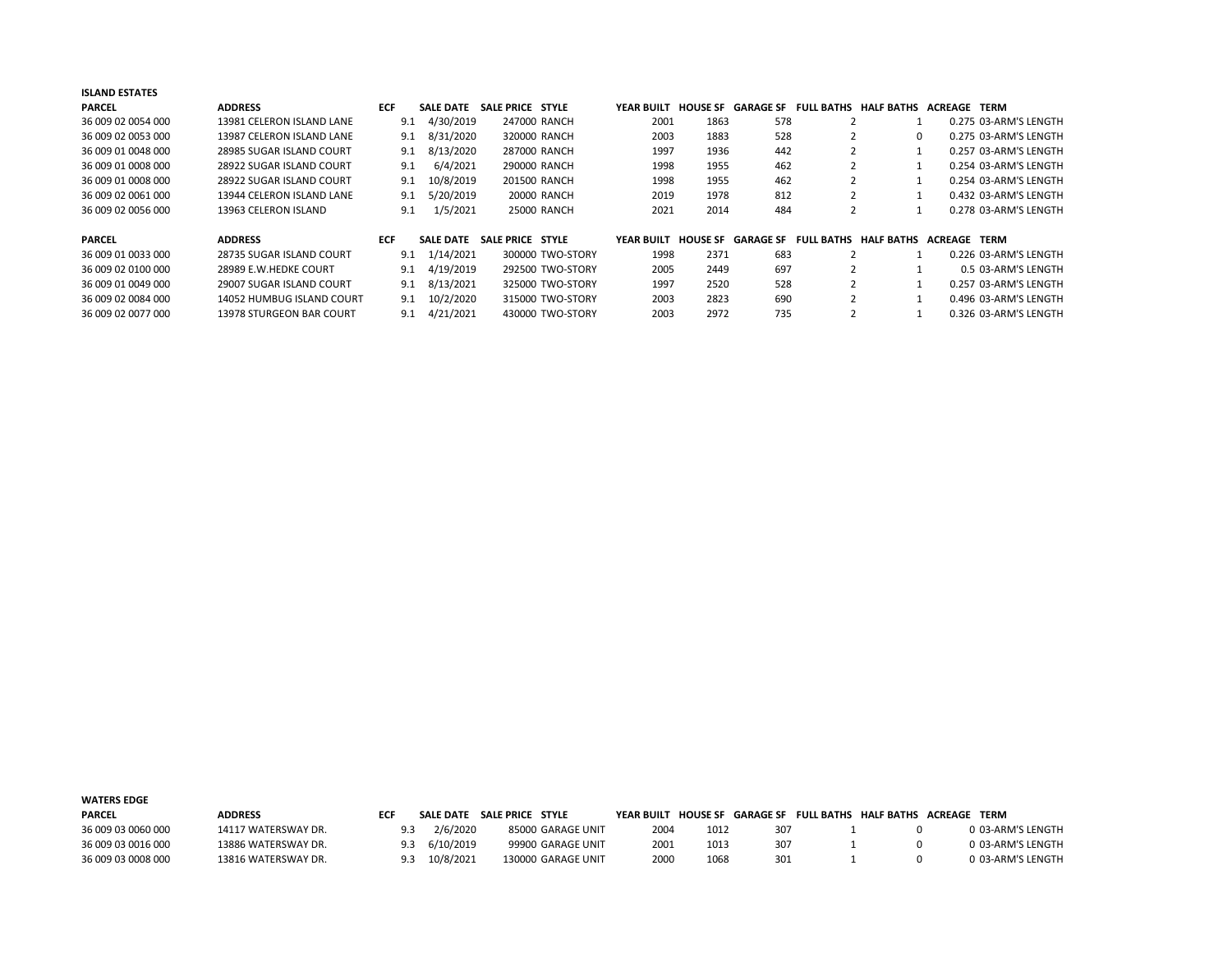**ISLAND ESTATES**

| PARCEL | ADDRESS | ECF | SALE DATE | SALE PRICE | STYLE | YEAR BUILT | HOUSE SF | GARAGE SF | FULL BATHS | HALF BATHS | ACREAGE | TERM |
|---|---|---|---|---|---|---|---|---|---|---|---|---|
| 36 009 02 0054 000 | 13981 CELERON ISLAND LANE | 9.1 | 4/30/2019 | 247000 | RANCH | 2001 | 1863 | 578 | 2 | 1 | 0.275 | 03-ARM'S LENGTH |
| 36 009 02 0053 000 | 13987 CELERON ISLAND LANE | 9.1 | 8/31/2020 | 320000 | RANCH | 2003 | 1883 | 528 | 2 | 0 | 0.275 | 03-ARM'S LENGTH |
| 36 009 01 0048 000 | 28985 SUGAR ISLAND COURT | 9.1 | 8/13/2020 | 287000 | RANCH | 1997 | 1936 | 442 | 2 | 1 | 0.257 | 03-ARM'S LENGTH |
| 36 009 01 0008 000 | 28922 SUGAR ISLAND COURT | 9.1 | 6/4/2021 | 290000 | RANCH | 1998 | 1955 | 462 | 2 | 1 | 0.254 | 03-ARM'S LENGTH |
| 36 009 01 0008 000 | 28922 SUGAR ISLAND COURT | 9.1 | 10/8/2019 | 201500 | RANCH | 1998 | 1955 | 462 | 2 | 1 | 0.254 | 03-ARM'S LENGTH |
| 36 009 02 0061 000 | 13944 CELERON ISLAND LANE | 9.1 | 5/20/2019 | 20000 | RANCH | 2019 | 1978 | 812 | 2 | 1 | 0.432 | 03-ARM'S LENGTH |
| 36 009 02 0056 000 | 13963 CELERON ISLAND | 9.1 | 1/5/2021 | 25000 | RANCH | 2021 | 2014 | 484 | 2 | 1 | 0.278 | 03-ARM'S LENGTH |

| PARCEL | ADDRESS | ECF | SALE DATE | SALE PRICE | STYLE | YEAR BUILT | HOUSE SF | GARAGE SF | FULL BATHS | HALF BATHS | ACREAGE | TERM |
|---|---|---|---|---|---|---|---|---|---|---|---|---|
| 36 009 01 0033 000 | 28735 SUGAR ISLAND COURT | 9.1 | 1/14/2021 | 300000 | TWO-STORY | 1998 | 2371 | 683 | 2 | 1 | 0.226 | 03-ARM'S LENGTH |
| 36 009 02 0100 000 | 28989 E.W.HEDKE COURT | 9.1 | 4/19/2019 | 292500 | TWO-STORY | 2005 | 2449 | 697 | 2 | 1 | 0.5 | 03-ARM'S LENGTH |
| 36 009 01 0049 000 | 29007 SUGAR ISLAND COURT | 9.1 | 8/13/2021 | 325000 | TWO-STORY | 1997 | 2520 | 528 | 2 | 1 | 0.257 | 03-ARM'S LENGTH |
| 36 009 02 0084 000 | 14052 HUMBUG ISLAND COURT | 9.1 | 10/2/2020 | 315000 | TWO-STORY | 2003 | 2823 | 690 | 2 | 1 | 0.496 | 03-ARM'S LENGTH |
| 36 009 02 0077 000 | 13978 STURGEON BAR COURT | 9.1 | 4/21/2021 | 430000 | TWO-STORY | 2003 | 2972 | 735 | 2 | 1 | 0.326 | 03-ARM'S LENGTH |

**WATERS EDGE**

| PARCEL | ADDRESS | ECF | SALE DATE | SALE PRICE | STYLE | YEAR BUILT | HOUSE SF | GARAGE SF | FULL BATHS | HALF BATHS | ACREAGE | TERM |
|---|---|---|---|---|---|---|---|---|---|---|---|---|
| 36 009 03 0060 000 | 14117 WATERSWAY DR. | 9.3 | 2/6/2020 | 85000 | GARAGE UNIT | 2004 | 1012 | 307 | 1 | 0 | 0 | 03-ARM'S LENGTH |
| 36 009 03 0016 000 | 13886 WATERSWAY DR. | 9.3 | 6/10/2019 | 99900 | GARAGE UNIT | 2001 | 1013 | 307 | 1 | 0 | 0 | 03-ARM'S LENGTH |
| 36 009 03 0008 000 | 13816 WATERSWAY DR. | 9.3 | 10/8/2021 | 130000 | GARAGE UNIT | 2000 | 1068 | 301 | 1 | 0 | 0 | 03-ARM'S LENGTH |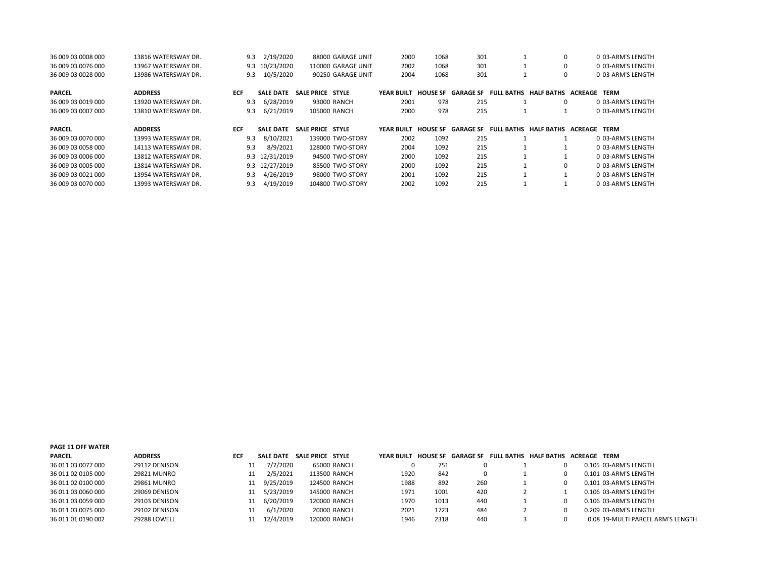| PARCEL | ADDRESS | ECF | SALE DATE | SALE PRICE | STYLE | YEAR BUILT | HOUSE SF | GARAGE SF | FULL BATHS | HALF BATHS | ACREAGE | TERM |
|---|---|---|---|---|---|---|---|---|---|---|---|---|
| 36 009 03 0008 000 | 13816 WATERSWAY DR. | 9.3 | 2/19/2020 | 88000 | GARAGE UNIT | 2000 | 1068 | 301 | 1 | 0 | 0 | 03-ARM'S LENGTH |
| 36 009 03 0076 000 | 13967 WATERSWAY DR. | 9.3 | 10/23/2020 | 110000 | GARAGE UNIT | 2002 | 1068 | 301 | 1 | 0 | 0 | 03-ARM'S LENGTH |
| 36 009 03 0028 000 | 13986 WATERSWAY DR. | 9.3 | 10/5/2020 | 90250 | GARAGE UNIT | 2004 | 1068 | 301 | 1 | 0 | 0 | 03-ARM'S LENGTH |

| PARCEL | ADDRESS | ECF | SALE DATE | SALE PRICE | STYLE | YEAR BUILT | HOUSE SF | GARAGE SF | FULL BATHS | HALF BATHS | ACREAGE | TERM |
|---|---|---|---|---|---|---|---|---|---|---|---|---|
| 36 009 03 0019 000 | 13920 WATERSWAY DR. | 9.3 | 6/28/2019 | 93000 | RANCH | 2001 | 978 | 215 | 1 | 0 | 0 | 03-ARM'S LENGTH |
| 36 009 03 0007 000 | 13810 WATERSWAY DR. | 9.3 | 6/21/2019 | 105000 | RANCH | 2000 | 978 | 215 | 1 | 1 | 0 | 03-ARM'S LENGTH |

| PARCEL | ADDRESS | ECF | SALE DATE | SALE PRICE | STYLE | YEAR BUILT | HOUSE SF | GARAGE SF | FULL BATHS | HALF BATHS | ACREAGE | TERM |
|---|---|---|---|---|---|---|---|---|---|---|---|---|
| 36 009 03 0070 000 | 13993 WATERSWAY DR. | 9.3 | 8/10/2021 | 139000 | TWO-STORY | 2002 | 1092 | 215 | 1 | 1 | 0 | 03-ARM'S LENGTH |
| 36 009 03 0058 000 | 14113 WATERSWAY DR. | 9.3 | 8/9/2021 | 128000 | TWO-STORY | 2004 | 1092 | 215 | 1 | 1 | 0 | 03-ARM'S LENGTH |
| 36 009 03 0006 000 | 13812 WATERSWAY DR. | 9.3 | 12/31/2019 | 94500 | TWO-STORY | 2000 | 1092 | 215 | 1 | 1 | 0 | 03-ARM'S LENGTH |
| 36 009 03 0005 000 | 13814 WATERSWAY DR. | 9.3 | 12/27/2019 | 85500 | TWO-STORY | 2000 | 1092 | 215 | 1 | 0 | 0 | 03-ARM'S LENGTH |
| 36 009 03 0021 000 | 13954 WATERSWAY DR. | 9.3 | 4/26/2019 | 98000 | TWO-STORY | 2001 | 1092 | 215 | 1 | 1 | 0 | 03-ARM'S LENGTH |
| 36 009 03 0070 000 | 13993 WATERSWAY DR. | 9.3 | 4/19/2019 | 104800 | TWO-STORY | 2002 | 1092 | 215 | 1 | 1 | 0 | 03-ARM'S LENGTH |

**PAGE 11 OFF WATER**

| PARCEL | ADDRESS | ECF | SALE DATE | SALE PRICE | STYLE | YEAR BUILT | HOUSE SF | GARAGE SF | FULL BATHS | HALF BATHS | ACREAGE | TERM |
|---|---|---|---|---|---|---|---|---|---|---|---|---|
| 36 011 03 0077 000 | 29112 DENISON | 11 | 7/7/2020 | 65000 | RANCH | 0 | 751 | 0 | 1 | 0 | 0.105 | 03-ARM'S LENGTH |
| 36 011 02 0105 000 | 29821 MUNRO | 11 | 2/5/2021 | 113500 | RANCH | 1920 | 842 | 0 | 1 | 0 | 0.101 | 03-ARM'S LENGTH |
| 36 011 02 0100 000 | 29861 MUNRO | 11 | 9/25/2019 | 124500 | RANCH | 1988 | 892 | 260 | 1 | 0 | 0.101 | 03-ARM'S LENGTH |
| 36 011 03 0060 000 | 29069 DENISON | 11 | 5/23/2019 | 145000 | RANCH | 1971 | 1001 | 420 | 2 | 1 | 0.106 | 03-ARM'S LENGTH |
| 36 011 03 0059 000 | 29103 DENISON | 11 | 6/20/2019 | 120000 | RANCH | 1970 | 1013 | 440 | 1 | 0 | 0.106 | 03-ARM'S LENGTH |
| 36 011 03 0075 000 | 29102 DENISON | 11 | 6/1/2020 | 20000 | RANCH | 2021 | 1723 | 484 | 2 | 0 | 0.209 | 03-ARM'S LENGTH |
| 36 011 01 0190 002 | 29288 LOWELL | 11 | 12/4/2019 | 120000 | RANCH | 1946 | 2318 | 440 | 3 | 0 | 0.08 | 19-MULTI PARCEL ARM'S LENGTH |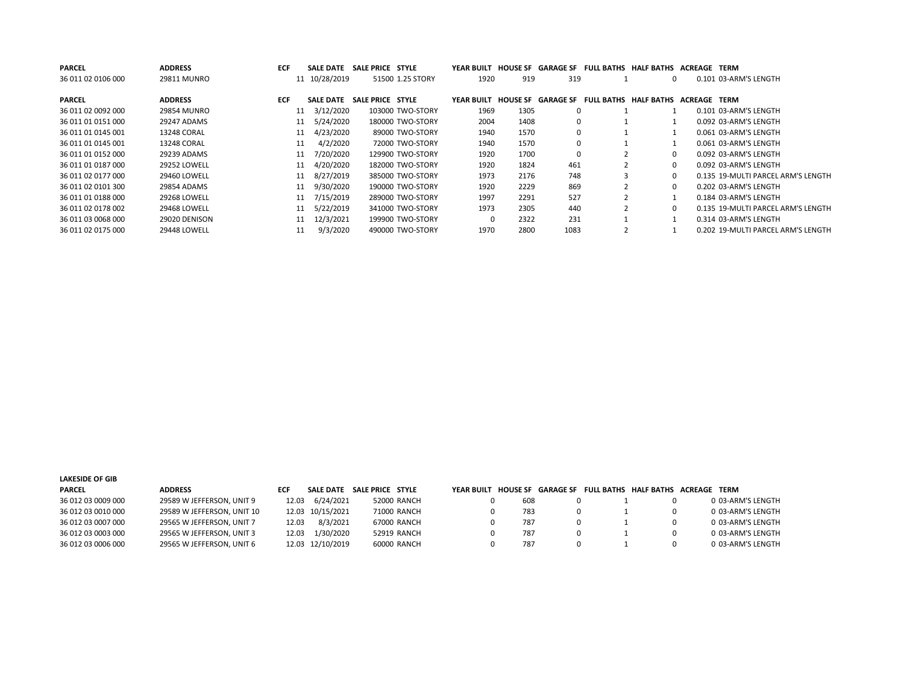| PARCEL | ADDRESS | ECF | SALE DATE | SALE PRICE | STYLE | YEAR BUILT | HOUSE SF | GARAGE SF | FULL BATHS | HALF BATHS | ACREAGE | TERM |
|---|---|---|---|---|---|---|---|---|---|---|---|---|
| 36 011 02 0106 000 | 29811 MUNRO | 11 | 10/28/2019 | 51500 | 1.25 STORY | 1920 | 919 | 319 | 1 | 0 | 0.101 | 03-ARM'S LENGTH |

| PARCEL | ADDRESS | ECF | SALE DATE | SALE PRICE | STYLE | YEAR BUILT | HOUSE SF | GARAGE SF | FULL BATHS | HALF BATHS | ACREAGE | TERM |
|---|---|---|---|---|---|---|---|---|---|---|---|---|
| 36 011 02 0092 000 | 29854 MUNRO | 11 | 3/12/2020 | 103000 | TWO-STORY | 1969 | 1305 | 0 | 1 | 1 | 0.101 | 03-ARM'S LENGTH |
| 36 011 01 0151 000 | 29247 ADAMS | 11 | 5/24/2020 | 180000 | TWO-STORY | 2004 | 1408 | 0 | 1 | 1 | 0.092 | 03-ARM'S LENGTH |
| 36 011 01 0145 001 | 13248 CORAL | 11 | 4/23/2020 | 89000 | TWO-STORY | 1940 | 1570 | 0 | 1 | 1 | 0.061 | 03-ARM'S LENGTH |
| 36 011 01 0145 001 | 13248 CORAL | 11 | 4/2/2020 | 72000 | TWO-STORY | 1940 | 1570 | 0 | 1 | 1 | 0.061 | 03-ARM'S LENGTH |
| 36 011 01 0152 000 | 29239 ADAMS | 11 | 7/20/2020 | 129900 | TWO-STORY | 1920 | 1700 | 0 | 2 | 0 | 0.092 | 03-ARM'S LENGTH |
| 36 011 01 0187 000 | 29252 LOWELL | 11 | 4/20/2020 | 182000 | TWO-STORY | 1920 | 1824 | 461 | 2 | 0 | 0.092 | 03-ARM'S LENGTH |
| 36 011 02 0177 000 | 29460 LOWELL | 11 | 8/27/2019 | 385000 | TWO-STORY | 1973 | 2176 | 748 | 3 | 0 | 0.135 | 19-MULTI PARCEL ARM'S LENGTH |
| 36 011 02 0101 300 | 29854 ADAMS | 11 | 9/30/2020 | 190000 | TWO-STORY | 1920 | 2229 | 869 | 2 | 0 | 0.202 | 03-ARM'S LENGTH |
| 36 011 01 0188 000 | 29268 LOWELL | 11 | 7/15/2019 | 289000 | TWO-STORY | 1997 | 2291 | 527 | 2 | 1 | 0.184 | 03-ARM'S LENGTH |
| 36 011 02 0178 002 | 29468 LOWELL | 11 | 5/22/2019 | 341000 | TWO-STORY | 1973 | 2305 | 440 | 2 | 0 | 0.135 | 19-MULTI PARCEL ARM'S LENGTH |
| 36 011 03 0068 000 | 29020 DENISON | 11 | 12/3/2021 | 199900 | TWO-STORY | 0 | 2322 | 231 | 1 | 1 | 0.314 | 03-ARM'S LENGTH |
| 36 011 02 0175 000 | 29448 LOWELL | 11 | 9/3/2020 | 490000 | TWO-STORY | 1970 | 2800 | 1083 | 2 | 1 | 0.202 | 19-MULTI PARCEL ARM'S LENGTH |

**LAKESIDE OF GIB**

| PARCEL | ADDRESS | ECF | SALE DATE | SALE PRICE | STYLE | YEAR BUILT | HOUSE SF | GARAGE SF | FULL BATHS | HALF BATHS | ACREAGE | TERM |
|---|---|---|---|---|---|---|---|---|---|---|---|---|
| 36 012 03 0009 000 | 29589 W JEFFERSON, UNIT 9 | 12.03 | 6/24/2021 | 52000 | RANCH | 0 | 608 | 0 | 1 | 0 | 0 | 03-ARM'S LENGTH |
| 36 012 03 0010 000 | 29589 W JEFFERSON, UNIT 10 | 12.03 | 10/15/2021 | 71000 | RANCH | 0 | 783 | 0 | 1 | 0 | 0 | 03-ARM'S LENGTH |
| 36 012 03 0007 000 | 29565 W JEFFERSON, UNIT 7 | 12.03 | 8/3/2021 | 67000 | RANCH | 0 | 787 | 0 | 1 | 0 | 0 | 03-ARM'S LENGTH |
| 36 012 03 0003 000 | 29565 W JEFFERSON, UNIT 3 | 12.03 | 1/30/2020 | 52919 | RANCH | 0 | 787 | 0 | 1 | 0 | 0 | 03-ARM'S LENGTH |
| 36 012 03 0006 000 | 29565 W JEFFERSON, UNIT 6 | 12.03 | 12/10/2019 | 60000 | RANCH | 0 | 787 | 0 | 1 | 0 | 0 | 03-ARM'S LENGTH |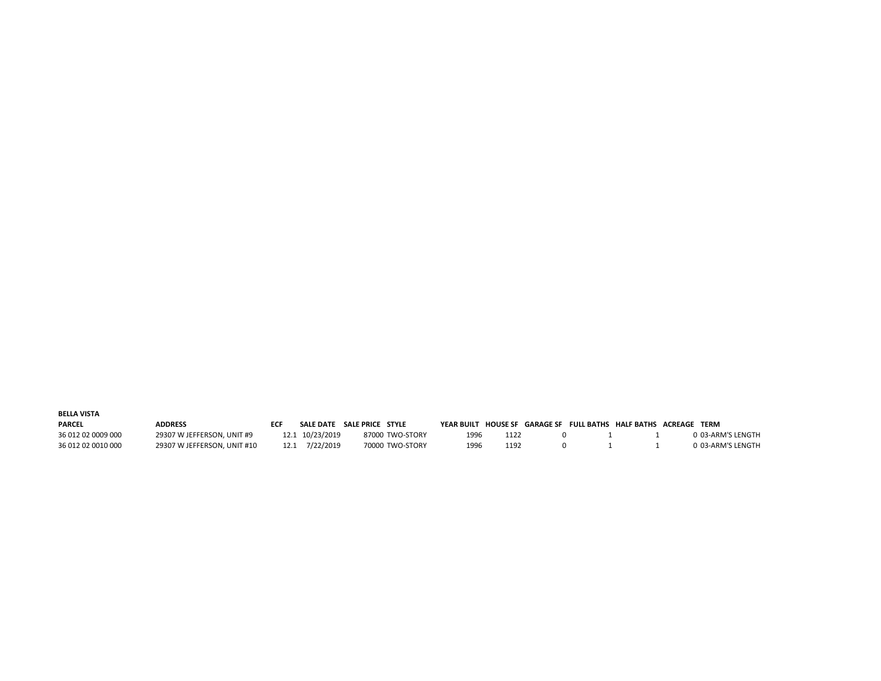**BELLA VISTA**

| PARCEL | ADDRESS | ECF | SALE DATE | SALE PRICE | STYLE | YEAR BUILT | HOUSE SF | GARAGE SF | FULL BATHS | HALF BATHS | ACREAGE | TERM |
|---|---|---|---|---|---|---|---|---|---|---|---|---|
| 36 012 02 0009 000 | 29307 W JEFFERSON, UNIT #9 | 12.1 | 10/23/2019 | 87000 | TWO-STORY | 1996 | 1122 | 0 | 1 | 1 | 0 | 03-ARM'S LENGTH |
| 36 012 02 0010 000 | 29307 W JEFFERSON, UNIT #10 | 12.1 | 7/22/2019 | 70000 | TWO-STORY | 1996 | 1192 | 0 | 1 | 1 | 0 | 03-ARM'S LENGTH |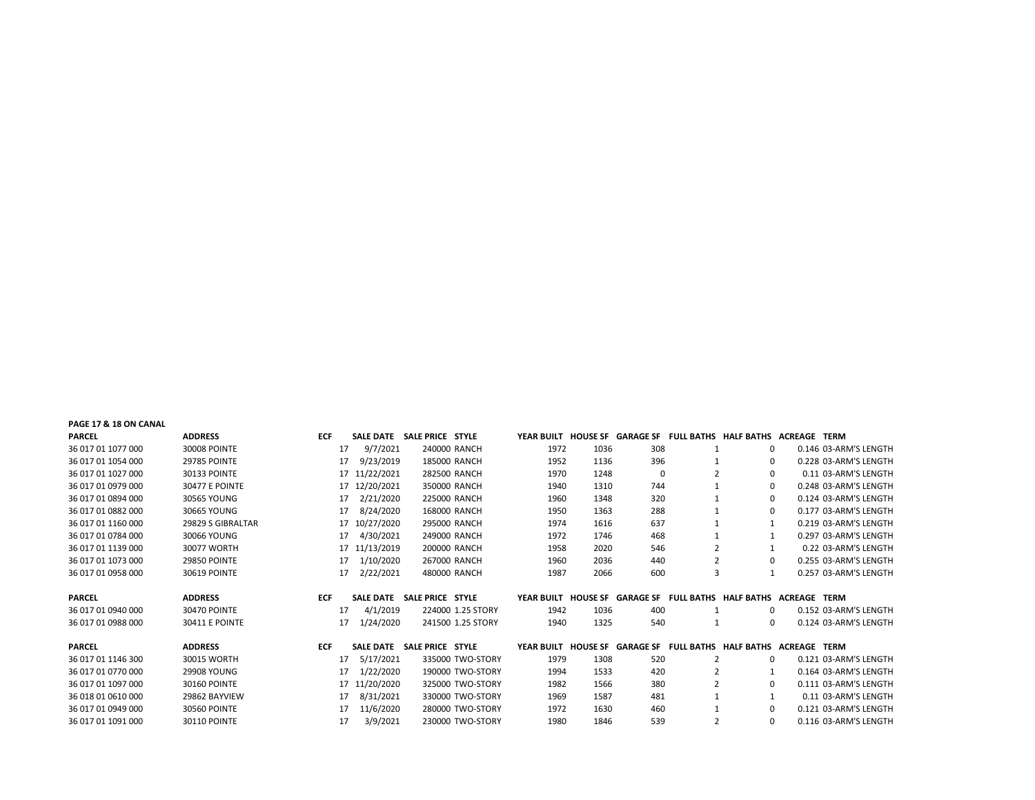**PAGE 17 & 18 ON CANAL**

| PARCEL | ADDRESS | ECF | SALE DATE | SALE PRICE | STYLE | YEAR BUILT | HOUSE SF | GARAGE SF | FULL BATHS | HALF BATHS | ACREAGE | TERM |
|---|---|---|---|---|---|---|---|---|---|---|---|---|
| 36 017 01 1077 000 | 30008 POINTE | 17 | 9/7/2021 | 240000 | RANCH | 1972 | 1036 | 308 | 1 | 0 | 0.146 | 03-ARM'S LENGTH |
| 36 017 01 1054 000 | 29785 POINTE | 17 | 9/23/2019 | 185000 | RANCH | 1952 | 1136 | 396 | 1 | 0 | 0.228 | 03-ARM'S LENGTH |
| 36 017 01 1027 000 | 30133 POINTE | 17 | 11/22/2021 | 282500 | RANCH | 1970 | 1248 | 0 | 2 | 0 | 0.11 | 03-ARM'S LENGTH |
| 36 017 01 0979 000 | 30477 E POINTE | 17 | 12/20/2021 | 350000 | RANCH | 1940 | 1310 | 744 | 1 | 0 | 0.248 | 03-ARM'S LENGTH |
| 36 017 01 0894 000 | 30565 YOUNG | 17 | 2/21/2020 | 225000 | RANCH | 1960 | 1348 | 320 | 1 | 0 | 0.124 | 03-ARM'S LENGTH |
| 36 017 01 0882 000 | 30665 YOUNG | 17 | 8/24/2020 | 168000 | RANCH | 1950 | 1363 | 288 | 1 | 0 | 0.177 | 03-ARM'S LENGTH |
| 36 017 01 1160 000 | 29829 S GIBRALTAR | 17 | 10/27/2020 | 295000 | RANCH | 1974 | 1616 | 637 | 1 | 1 | 0.219 | 03-ARM'S LENGTH |
| 36 017 01 0784 000 | 30066 YOUNG | 17 | 4/30/2021 | 249000 | RANCH | 1972 | 1746 | 468 | 1 | 1 | 0.297 | 03-ARM'S LENGTH |
| 36 017 01 1139 000 | 30077 WORTH | 17 | 11/13/2019 | 200000 | RANCH | 1958 | 2020 | 546 | 2 | 1 | 0.22 | 03-ARM'S LENGTH |
| 36 017 01 1073 000 | 29850 POINTE | 17 | 1/10/2020 | 267000 | RANCH | 1960 | 2036 | 440 | 2 | 0 | 0.255 | 03-ARM'S LENGTH |
| 36 017 01 0958 000 | 30619 POINTE | 17 | 2/22/2021 | 480000 | RANCH | 1987 | 2066 | 600 | 3 | 1 | 0.257 | 03-ARM'S LENGTH |

| PARCEL | ADDRESS | ECF | SALE DATE | SALE PRICE | STYLE | YEAR BUILT | HOUSE SF | GARAGE SF | FULL BATHS | HALF BATHS | ACREAGE | TERM |
|---|---|---|---|---|---|---|---|---|---|---|---|---|
| 36 017 01 0940 000 | 30470 POINTE | 17 | 4/1/2019 | 224000 | 1.25 STORY | 1942 | 1036 | 400 | 1 | 0 | 0.152 | 03-ARM'S LENGTH |
| 36 017 01 0988 000 | 30411 E POINTE | 17 | 1/24/2020 | 241500 | 1.25 STORY | 1940 | 1325 | 540 | 1 | 0 | 0.124 | 03-ARM'S LENGTH |

| PARCEL | ADDRESS | ECF | SALE DATE | SALE PRICE | STYLE | YEAR BUILT | HOUSE SF | GARAGE SF | FULL BATHS | HALF BATHS | ACREAGE | TERM |
|---|---|---|---|---|---|---|---|---|---|---|---|---|
| 36 017 01 1146 300 | 30015 WORTH | 17 | 5/17/2021 | 335000 | TWO-STORY | 1979 | 1308 | 520 | 2 | 0 | 0.121 | 03-ARM'S LENGTH |
| 36 017 01 0770 000 | 29908 YOUNG | 17 | 1/22/2020 | 190000 | TWO-STORY | 1994 | 1533 | 420 | 2 | 1 | 0.164 | 03-ARM'S LENGTH |
| 36 017 01 1097 000 | 30160 POINTE | 17 | 11/20/2020 | 325000 | TWO-STORY | 1982 | 1566 | 380 | 2 | 0 | 0.111 | 03-ARM'S LENGTH |
| 36 018 01 0610 000 | 29862 BAYVIEW | 17 | 8/31/2021 | 330000 | TWO-STORY | 1969 | 1587 | 481 | 1 | 1 | 0.11 | 03-ARM'S LENGTH |
| 36 017 01 0949 000 | 30560 POINTE | 17 | 11/6/2020 | 280000 | TWO-STORY | 1972 | 1630 | 460 | 1 | 0 | 0.121 | 03-ARM'S LENGTH |
| 36 017 01 1091 000 | 30110 POINTE | 17 | 3/9/2021 | 230000 | TWO-STORY | 1980 | 1846 | 539 | 2 | 0 | 0.116 | 03-ARM'S LENGTH |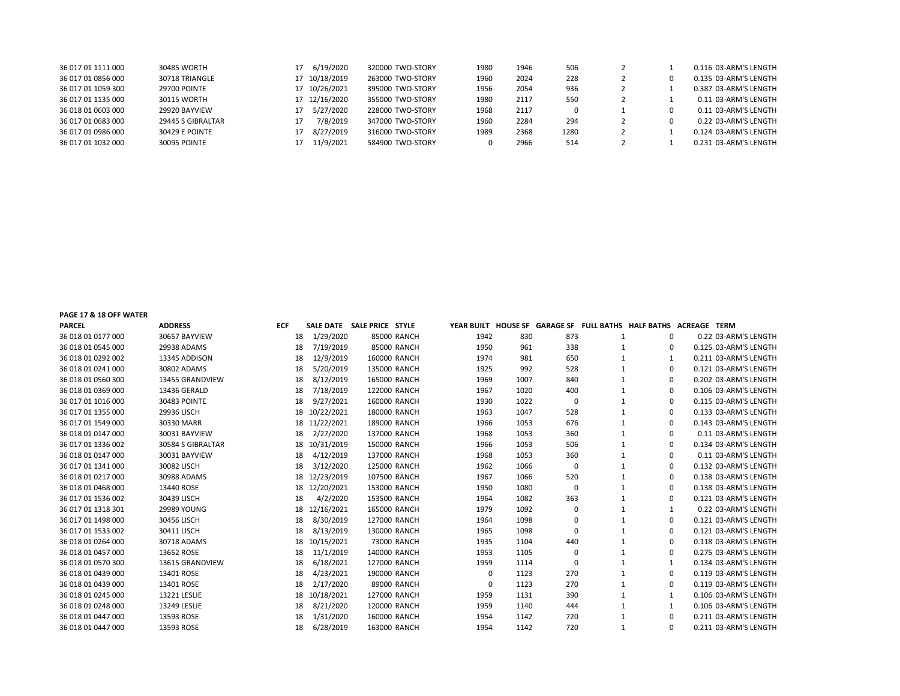| | | | | | | | | | | | | |
|---|---|---|---|---|---|---|---|---|---|---|---|---|
| 36 017 01 1111 000 | 30485 WORTH | 17 | 6/19/2020 | 320000 | TWO-STORY | 1980 | 1946 | 506 | 2 | 1 | 0.116 | 03-ARM'S LENGTH |
| 36 017 01 0856 000 | 30718 TRIANGLE | 17 | 10/18/2019 | 263000 | TWO-STORY | 1960 | 2024 | 228 | 2 | 0 | 0.135 | 03-ARM'S LENGTH |
| 36 017 01 1059 300 | 29700 POINTE | 17 | 10/26/2021 | 395000 | TWO-STORY | 1956 | 2054 | 936 | 2 | 1 | 0.387 | 03-ARM'S LENGTH |
| 36 017 01 1135 000 | 30115 WORTH | 17 | 12/16/2020 | 355000 | TWO-STORY | 1980 | 2117 | 550 | 2 | 1 | 0.11 | 03-ARM'S LENGTH |
| 36 018 01 0603 000 | 29920 BAYVIEW | 17 | 5/27/2020 | 228000 | TWO-STORY | 1968 | 2117 | 0 | 1 | 0 | 0.11 | 03-ARM'S LENGTH |
| 36 017 01 0683 000 | 29445 S GIBRALTAR | 17 | 7/8/2019 | 347000 | TWO-STORY | 1960 | 2284 | 294 | 2 | 0 | 0.22 | 03-ARM'S LENGTH |
| 36 017 01 0986 000 | 30429 E POINTE | 17 | 8/27/2019 | 316000 | TWO-STORY | 1989 | 2368 | 1280 | 2 | 1 | 0.124 | 03-ARM'S LENGTH |
| 36 017 01 1032 000 | 30095 POINTE | 17 | 11/9/2021 | 584900 | TWO-STORY | 0 | 2966 | 514 | 2 | 1 | 0.231 | 03-ARM'S LENGTH |

**PAGE 17 & 18 OFF WATER**

| PARCEL | ADDRESS | ECF | SALE DATE | SALE PRICE | STYLE | YEAR BUILT | HOUSE SF | GARAGE SF | FULL BATHS | HALF BATHS | ACREAGE | TERM |
|---|---|---|---|---|---|---|---|---|---|---|---|---|
| 36 018 01 0177 000 | 30657 BAYVIEW | 18 | 1/29/2020 | 85000 | RANCH | 1942 | 830 | 873 | 1 | 0 | 0.22 | 03-ARM'S LENGTH |
| 36 018 01 0545 000 | 29938 ADAMS | 18 | 7/19/2019 | 85000 | RANCH | 1950 | 961 | 338 | 1 | 0 | 0.125 | 03-ARM'S LENGTH |
| 36 018 01 0292 002 | 13345 ADDISON | 18 | 12/9/2019 | 160000 | RANCH | 1974 | 981 | 650 | 1 | 1 | 0.211 | 03-ARM'S LENGTH |
| 36 018 01 0241 000 | 30802 ADAMS | 18 | 5/20/2019 | 135000 | RANCH | 1925 | 992 | 528 | 1 | 0 | 0.121 | 03-ARM'S LENGTH |
| 36 018 01 0560 300 | 13455 GRANDVIEW | 18 | 8/12/2019 | 165000 | RANCH | 1969 | 1007 | 840 | 1 | 0 | 0.202 | 03-ARM'S LENGTH |
| 36 018 01 0369 000 | 13436 GERALD | 18 | 7/18/2019 | 122000 | RANCH | 1967 | 1020 | 400 | 1 | 0 | 0.106 | 03-ARM'S LENGTH |
| 36 017 01 1016 000 | 30483 POINTE | 18 | 9/27/2021 | 160000 | RANCH | 1930 | 1022 | 0 | 1 | 0 | 0.115 | 03-ARM'S LENGTH |
| 36 017 01 1355 000 | 29936 LISCH | 18 | 10/22/2021 | 180000 | RANCH | 1963 | 1047 | 528 | 1 | 0 | 0.133 | 03-ARM'S LENGTH |
| 36 017 01 1549 000 | 30330 MARR | 18 | 11/22/2021 | 189000 | RANCH | 1966 | 1053 | 676 | 1 | 0 | 0.143 | 03-ARM'S LENGTH |
| 36 018 01 0147 000 | 30031 BAYVIEW | 18 | 2/27/2020 | 137000 | RANCH | 1968 | 1053 | 360 | 1 | 0 | 0.11 | 03-ARM'S LENGTH |
| 36 017 01 1336 002 | 30584 S GIBRALTAR | 18 | 10/31/2019 | 150000 | RANCH | 1966 | 1053 | 506 | 1 | 0 | 0.134 | 03-ARM'S LENGTH |
| 36 018 01 0147 000 | 30031 BAYVIEW | 18 | 4/12/2019 | 137000 | RANCH | 1968 | 1053 | 360 | 1 | 0 | 0.11 | 03-ARM'S LENGTH |
| 36 017 01 1341 000 | 30082 LISCH | 18 | 3/12/2020 | 125000 | RANCH | 1962 | 1066 | 0 | 1 | 0 | 0.132 | 03-ARM'S LENGTH |
| 36 018 01 0217 000 | 30988 ADAMS | 18 | 12/23/2019 | 107500 | RANCH | 1967 | 1066 | 520 | 1 | 0 | 0.138 | 03-ARM'S LENGTH |
| 36 018 01 0468 000 | 13440 ROSE | 18 | 12/20/2021 | 153000 | RANCH | 1950 | 1080 | 0 | 1 | 0 | 0.138 | 03-ARM'S LENGTH |
| 36 017 01 1536 002 | 30439 LISCH | 18 | 4/2/2020 | 153500 | RANCH | 1964 | 1082 | 363 | 1 | 0 | 0.121 | 03-ARM'S LENGTH |
| 36 017 01 1318 301 | 29989 YOUNG | 18 | 12/16/2021 | 165000 | RANCH | 1979 | 1092 | 0 | 1 | 1 | 0.22 | 03-ARM'S LENGTH |
| 36 017 01 1498 000 | 30456 LISCH | 18 | 8/30/2019 | 127000 | RANCH | 1964 | 1098 | 0 | 1 | 0 | 0.121 | 03-ARM'S LENGTH |
| 36 017 01 1533 002 | 30411 LISCH | 18 | 8/13/2019 | 130000 | RANCH | 1965 | 1098 | 0 | 1 | 0 | 0.121 | 03-ARM'S LENGTH |
| 36 018 01 0264 000 | 30718 ADAMS | 18 | 10/15/2021 | 73000 | RANCH | 1935 | 1104 | 440 | 1 | 0 | 0.118 | 03-ARM'S LENGTH |
| 36 018 01 0457 000 | 13652 ROSE | 18 | 11/1/2019 | 140000 | RANCH | 1953 | 1105 | 0 | 1 | 0 | 0.275 | 03-ARM'S LENGTH |
| 36 018 01 0570 300 | 13615 GRANDVIEW | 18 | 6/18/2021 | 127000 | RANCH | 1959 | 1114 | 0 | 1 | 1 | 0.134 | 03-ARM'S LENGTH |
| 36 018 01 0439 000 | 13401 ROSE | 18 | 4/23/2021 | 190000 | RANCH | 0 | 1123 | 270 | 1 | 0 | 0.119 | 03-ARM'S LENGTH |
| 36 018 01 0439 000 | 13401 ROSE | 18 | 2/17/2020 | 89000 | RANCH | 0 | 1123 | 270 | 1 | 0 | 0.119 | 03-ARM'S LENGTH |
| 36 018 01 0245 000 | 13221 LESLIE | 18 | 10/18/2021 | 127000 | RANCH | 1959 | 1131 | 390 | 1 | 1 | 0.106 | 03-ARM'S LENGTH |
| 36 018 01 0248 000 | 13249 LESLIE | 18 | 8/21/2020 | 120000 | RANCH | 1959 | 1140 | 444 | 1 | 1 | 0.106 | 03-ARM'S LENGTH |
| 36 018 01 0447 000 | 13593 ROSE | 18 | 1/31/2020 | 160000 | RANCH | 1954 | 1142 | 720 | 1 | 0 | 0.211 | 03-ARM'S LENGTH |
| 36 018 01 0447 000 | 13593 ROSE | 18 | 6/28/2019 | 163000 | RANCH | 1954 | 1142 | 720 | 1 | 0 | 0.211 | 03-ARM'S LENGTH |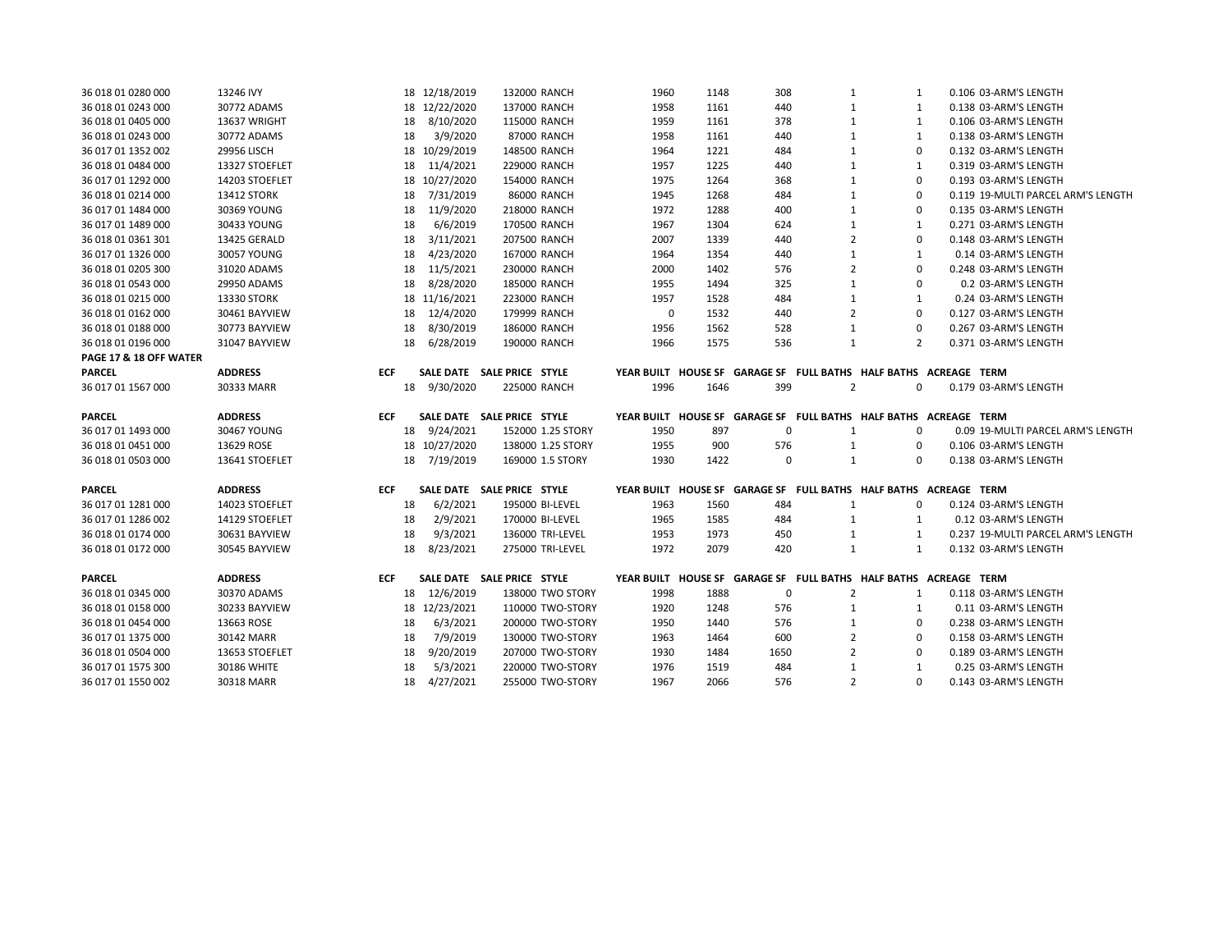| PARCEL | ADDRESS | ECF | SALE DATE | SALE PRICE | STYLE | YEAR BUILT | HOUSE SF | GARAGE SF | FULL BATHS | HALF BATHS | ACREAGE | TERM |
|---|---|---|---|---|---|---|---|---|---|---|---|---|
| 36 018 01 0280 000 | 13246 IVY | 18 | 12/18/2019 | 132000 | RANCH | 1960 | 1148 | 308 | 1 | 1 | 0.106 | 03-ARM'S LENGTH |
| 36 018 01 0243 000 | 30772 ADAMS | 18 | 12/22/2020 | 137000 | RANCH | 1958 | 1161 | 440 | 1 | 1 | 0.138 | 03-ARM'S LENGTH |
| 36 018 01 0405 000 | 13637 WRIGHT | 18 | 8/10/2020 | 115000 | RANCH | 1959 | 1161 | 378 | 1 | 1 | 0.106 | 03-ARM'S LENGTH |
| 36 018 01 0243 000 | 30772 ADAMS | 18 | 3/9/2020 | 87000 | RANCH | 1958 | 1161 | 440 | 1 | 1 | 0.138 | 03-ARM'S LENGTH |
| 36 017 01 1352 002 | 29956 LISCH | 18 | 10/29/2019 | 148500 | RANCH | 1964 | 1221 | 484 | 1 | 0 | 0.132 | 03-ARM'S LENGTH |
| 36 018 01 0484 000 | 13327 STOEFLET | 18 | 11/4/2021 | 229000 | RANCH | 1957 | 1225 | 440 | 1 | 1 | 0.319 | 03-ARM'S LENGTH |
| 36 017 01 1292 000 | 14203 STOEFLET | 18 | 10/27/2020 | 154000 | RANCH | 1975 | 1264 | 368 | 1 | 0 | 0.193 | 03-ARM'S LENGTH |
| 36 018 01 0214 000 | 13412 STORK | 18 | 7/31/2019 | 86000 | RANCH | 1945 | 1268 | 484 | 1 | 0 | 0.119 | 19-MULTI PARCEL ARM'S LENGTH |
| 36 017 01 1484 000 | 30369 YOUNG | 18 | 11/9/2020 | 218000 | RANCH | 1972 | 1288 | 400 | 1 | 0 | 0.135 | 03-ARM'S LENGTH |
| 36 017 01 1489 000 | 30433 YOUNG | 18 | 6/6/2019 | 170500 | RANCH | 1967 | 1304 | 624 | 1 | 1 | 0.271 | 03-ARM'S LENGTH |
| 36 018 01 0361 301 | 13425 GERALD | 18 | 3/11/2021 | 207500 | RANCH | 2007 | 1339 | 440 | 2 | 0 | 0.148 | 03-ARM'S LENGTH |
| 36 017 01 1326 000 | 30057 YOUNG | 18 | 4/23/2020 | 167000 | RANCH | 1964 | 1354 | 440 | 1 | 1 | 0.14 | 03-ARM'S LENGTH |
| 36 018 01 0205 300 | 31020 ADAMS | 18 | 11/5/2021 | 230000 | RANCH | 2000 | 1402 | 576 | 2 | 0 | 0.248 | 03-ARM'S LENGTH |
| 36 018 01 0543 000 | 29950 ADAMS | 18 | 8/28/2020 | 185000 | RANCH | 1955 | 1494 | 325 | 1 | 0 | 0.2 | 03-ARM'S LENGTH |
| 36 018 01 0215 000 | 13330 STORK | 18 | 11/16/2021 | 223000 | RANCH | 1957 | 1528 | 484 | 1 | 1 | 0.24 | 03-ARM'S LENGTH |
| 36 018 01 0162 000 | 30461 BAYVIEW | 18 | 12/4/2020 | 179999 | RANCH | 0 | 1532 | 440 | 2 | 0 | 0.127 | 03-ARM'S LENGTH |
| 36 018 01 0188 000 | 30773 BAYVIEW | 18 | 8/30/2019 | 186000 | RANCH | 1956 | 1562 | 528 | 1 | 0 | 0.267 | 03-ARM'S LENGTH |
| 36 018 01 0196 000 | 31047 BAYVIEW | 18 | 6/28/2019 | 190000 | RANCH | 1966 | 1575 | 536 | 1 | 2 | 0.371 | 03-ARM'S LENGTH |

**PAGE 17 & 18 OFF WATER**

| PARCEL | ADDRESS | ECF | SALE DATE | SALE PRICE | STYLE | YEAR BUILT | HOUSE SF | GARAGE SF | FULL BATHS | HALF BATHS | ACREAGE | TERM |
|---|---|---|---|---|---|---|---|---|---|---|---|---|
| 36 017 01 1567 000 | 30333 MARR | 18 | 9/30/2020 | 225000 | RANCH | 1996 | 1646 | 399 | 2 | 0 | 0.179 | 03-ARM'S LENGTH |

| PARCEL | ADDRESS | ECF | SALE DATE | SALE PRICE | STYLE | YEAR BUILT | HOUSE SF | GARAGE SF | FULL BATHS | HALF BATHS | ACREAGE | TERM |
|---|---|---|---|---|---|---|---|---|---|---|---|---|
| 36 017 01 1493 000 | 30467 YOUNG | 18 | 9/24/2021 | 152000 | 1.25 STORY | 1950 | 897 | 0 | 1 | 0 | 0.09 | 19-MULTI PARCEL ARM'S LENGTH |
| 36 018 01 0451 000 | 13629 ROSE | 18 | 10/27/2020 | 138000 | 1.25 STORY | 1955 | 900 | 576 | 1 | 0 | 0.106 | 03-ARM'S LENGTH |
| 36 018 01 0503 000 | 13641 STOEFLET | 18 | 7/19/2019 | 169000 | 1.5 STORY | 1930 | 1422 | 0 | 1 | 0 | 0.138 | 03-ARM'S LENGTH |

| PARCEL | ADDRESS | ECF | SALE DATE | SALE PRICE | STYLE | YEAR BUILT | HOUSE SF | GARAGE SF | FULL BATHS | HALF BATHS | ACREAGE | TERM |
|---|---|---|---|---|---|---|---|---|---|---|---|---|
| 36 017 01 1281 000 | 14023 STOEFLET | 18 | 6/2/2021 | 195000 | BI-LEVEL | 1963 | 1560 | 484 | 1 | 0 | 0.124 | 03-ARM'S LENGTH |
| 36 017 01 1286 002 | 14129 STOEFLET | 18 | 2/9/2021 | 170000 | BI-LEVEL | 1965 | 1585 | 484 | 1 | 1 | 0.12 | 03-ARM'S LENGTH |
| 36 018 01 0174 000 | 30631 BAYVIEW | 18 | 9/3/2021 | 136000 | TRI-LEVEL | 1953 | 1973 | 450 | 1 | 1 | 0.237 | 19-MULTI PARCEL ARM'S LENGTH |
| 36 018 01 0172 000 | 30545 BAYVIEW | 18 | 8/23/2021 | 275000 | TRI-LEVEL | 1972 | 2079 | 420 | 1 | 1 | 0.132 | 03-ARM'S LENGTH |

| PARCEL | ADDRESS | ECF | SALE DATE | SALE PRICE | STYLE | YEAR BUILT | HOUSE SF | GARAGE SF | FULL BATHS | HALF BATHS | ACREAGE | TERM |
|---|---|---|---|---|---|---|---|---|---|---|---|---|
| 36 018 01 0345 000 | 30370 ADAMS | 18 | 12/6/2019 | 138000 | TWO STORY | 1998 | 1888 | 0 | 2 | 1 | 0.118 | 03-ARM'S LENGTH |
| 36 018 01 0158 000 | 30233 BAYVIEW | 18 | 12/23/2021 | 110000 | TWO-STORY | 1920 | 1248 | 576 | 1 | 1 | 0.11 | 03-ARM'S LENGTH |
| 36 018 01 0454 000 | 13663 ROSE | 18 | 6/3/2021 | 200000 | TWO-STORY | 1950 | 1440 | 576 | 1 | 0 | 0.238 | 03-ARM'S LENGTH |
| 36 017 01 1375 000 | 30142 MARR | 18 | 7/9/2019 | 130000 | TWO-STORY | 1963 | 1464 | 600 | 2 | 0 | 0.158 | 03-ARM'S LENGTH |
| 36 018 01 0504 000 | 13653 STOEFLET | 18 | 9/20/2019 | 207000 | TWO-STORY | 1930 | 1484 | 1650 | 2 | 0 | 0.189 | 03-ARM'S LENGTH |
| 36 017 01 1575 300 | 30186 WHITE | 18 | 5/3/2021 | 220000 | TWO-STORY | 1976 | 1519 | 484 | 1 | 1 | 0.25 | 03-ARM'S LENGTH |
| 36 017 01 1550 002 | 30318 MARR | 18 | 4/27/2021 | 255000 | TWO-STORY | 1967 | 2066 | 576 | 2 | 0 | 0.143 | 03-ARM'S LENGTH |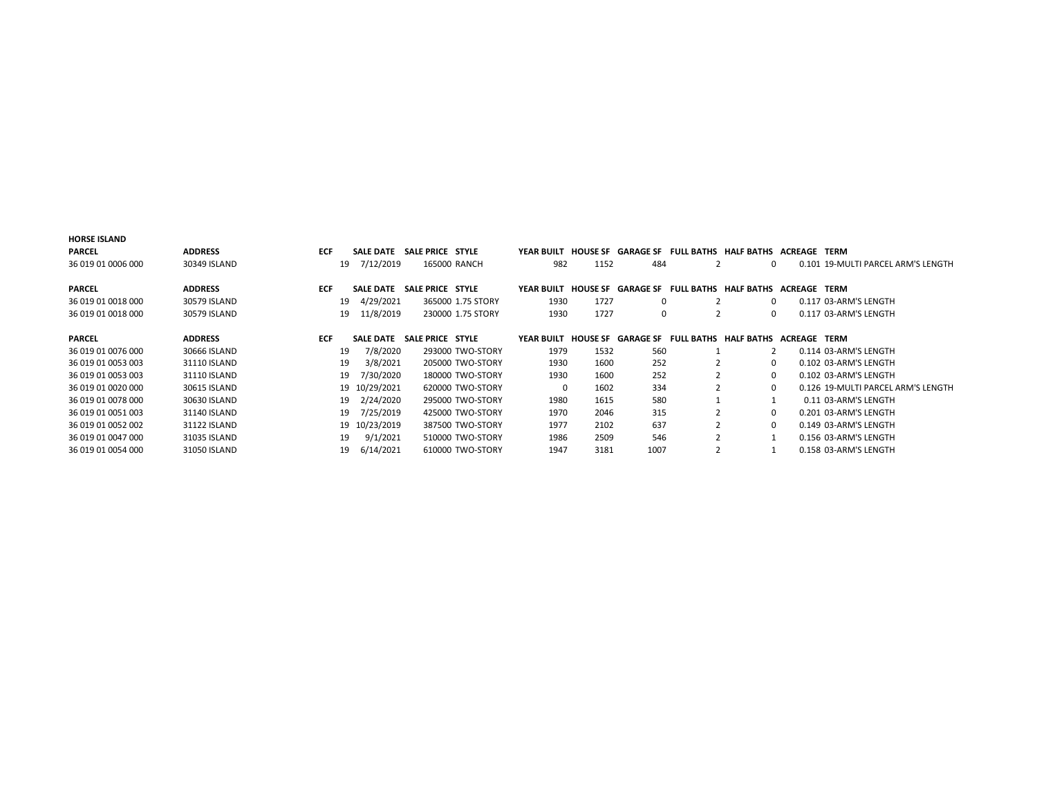**HORSE ISLAND**

| PARCEL | ADDRESS | ECF | SALE DATE | SALE PRICE | STYLE | YEAR BUILT | HOUSE SF | GARAGE SF | FULL BATHS | HALF BATHS | ACREAGE | TERM |
|---|---|---|---|---|---|---|---|---|---|---|---|---|
| 36 019 01 0006 000 | 30349 ISLAND | 19 | 7/12/2019 | 165000 | RANCH | 982 | 1152 | 484 | 2 | 0 | 0.101 | 19-MULTI PARCEL ARM'S LENGTH |

| PARCEL | ADDRESS | ECF | SALE DATE | SALE PRICE | STYLE | YEAR BUILT | HOUSE SF | GARAGE SF | FULL BATHS | HALF BATHS | ACREAGE | TERM |
|---|---|---|---|---|---|---|---|---|---|---|---|---|
| 36 019 01 0018 000 | 30579 ISLAND | 19 | 4/29/2021 | 365000 | 1.75 STORY | 1930 | 1727 | 0 | 2 | 0 | 0.117 | 03-ARM'S LENGTH |
| 36 019 01 0018 000 | 30579 ISLAND | 19 | 11/8/2019 | 230000 | 1.75 STORY | 1930 | 1727 | 0 | 2 | 0 | 0.117 | 03-ARM'S LENGTH |

| PARCEL | ADDRESS | ECF | SALE DATE | SALE PRICE | STYLE | YEAR BUILT | HOUSE SF | GARAGE SF | FULL BATHS | HALF BATHS | ACREAGE | TERM |
|---|---|---|---|---|---|---|---|---|---|---|---|---|
| 36 019 01 0076 000 | 30666 ISLAND | 19 | 7/8/2020 | 293000 | TWO-STORY | 1979 | 1532 | 560 | 1 | 2 | 0.114 | 03-ARM'S LENGTH |
| 36 019 01 0053 003 | 31110 ISLAND | 19 | 3/8/2021 | 205000 | TWO-STORY | 1930 | 1600 | 252 | 2 | 0 | 0.102 | 03-ARM'S LENGTH |
| 36 019 01 0053 003 | 31110 ISLAND | 19 | 7/30/2020 | 180000 | TWO-STORY | 1930 | 1600 | 252 | 2 | 0 | 0.102 | 03-ARM'S LENGTH |
| 36 019 01 0020 000 | 30615 ISLAND | 19 | 10/29/2021 | 620000 | TWO-STORY | 0 | 1602 | 334 | 2 | 0 | 0.126 | 19-MULTI PARCEL ARM'S LENGTH |
| 36 019 01 0078 000 | 30630 ISLAND | 19 | 2/24/2020 | 295000 | TWO-STORY | 1980 | 1615 | 580 | 1 | 1 | 0.11 | 03-ARM'S LENGTH |
| 36 019 01 0051 003 | 31140 ISLAND | 19 | 7/25/2019 | 425000 | TWO-STORY | 1970 | 2046 | 315 | 2 | 0 | 0.201 | 03-ARM'S LENGTH |
| 36 019 01 0052 002 | 31122 ISLAND | 19 | 10/23/2019 | 387500 | TWO-STORY | 1977 | 2102 | 637 | 2 | 0 | 0.149 | 03-ARM'S LENGTH |
| 36 019 01 0047 000 | 31035 ISLAND | 19 | 9/1/2021 | 510000 | TWO-STORY | 1986 | 2509 | 546 | 2 | 1 | 0.156 | 03-ARM'S LENGTH |
| 36 019 01 0054 000 | 31050 ISLAND | 19 | 6/14/2021 | 610000 | TWO-STORY | 1947 | 3181 | 1007 | 2 | 1 | 0.158 | 03-ARM'S LENGTH |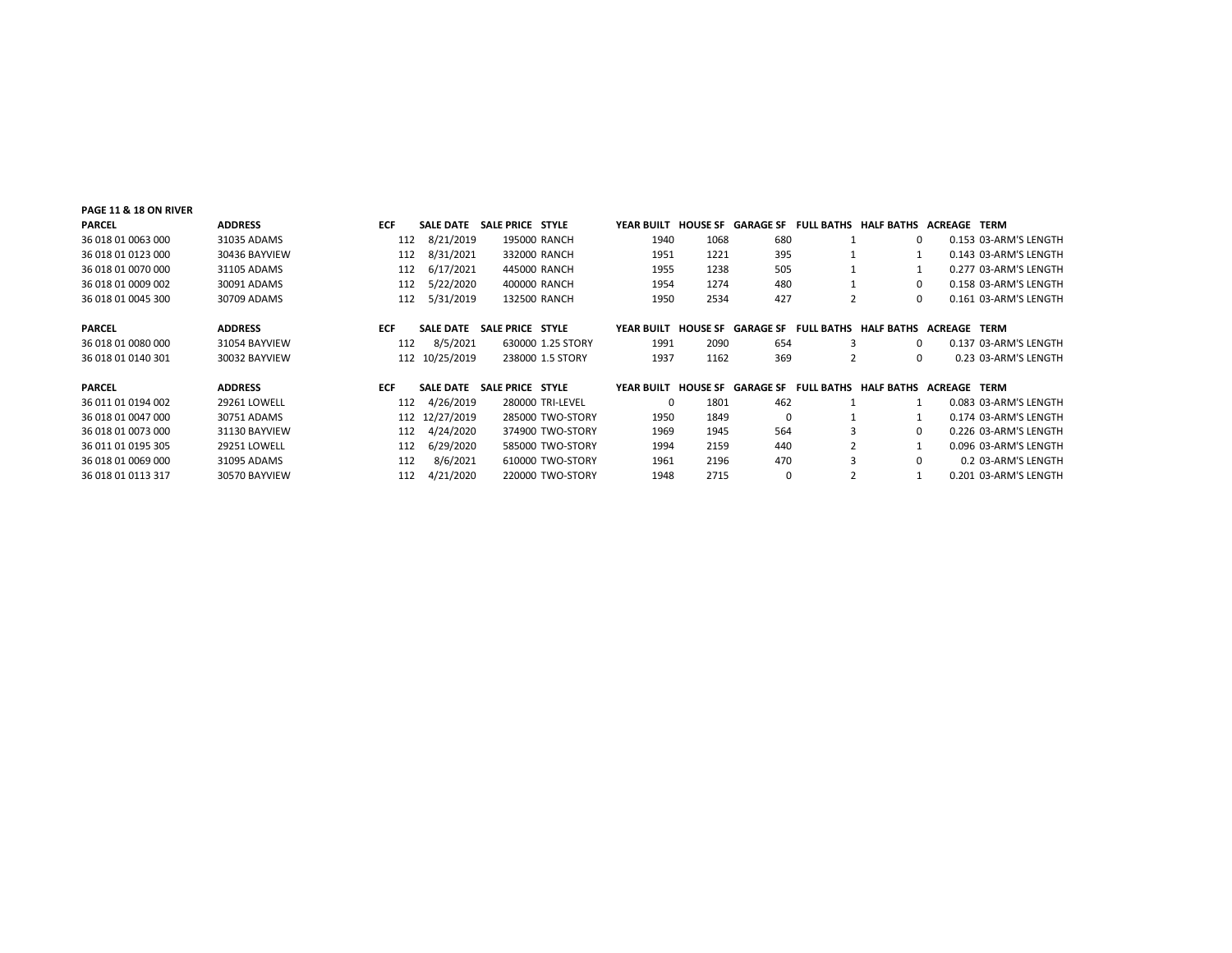**PAGE 11 & 18 ON RIVER**

| PARCEL | ADDRESS | ECF | SALE DATE | SALE PRICE | STYLE | YEAR BUILT | HOUSE SF | GARAGE SF | FULL BATHS | HALF BATHS | ACREAGE | TERM |
|---|---|---|---|---|---|---|---|---|---|---|---|---|
| 36 018 01 0063 000 | 31035 ADAMS | 112 | 8/21/2019 | 195000 | RANCH | 1940 | 1068 | 680 | 1 | 0 | 0.153 | 03-ARM'S LENGTH |
| 36 018 01 0123 000 | 30436 BAYVIEW | 112 | 8/31/2021 | 332000 | RANCH | 1951 | 1221 | 395 | 1 | 1 | 0.143 | 03-ARM'S LENGTH |
| 36 018 01 0070 000 | 31105 ADAMS | 112 | 6/17/2021 | 445000 | RANCH | 1955 | 1238 | 505 | 1 | 1 | 0.277 | 03-ARM'S LENGTH |
| 36 018 01 0009 002 | 30091 ADAMS | 112 | 5/22/2020 | 400000 | RANCH | 1954 | 1274 | 480 | 1 | 0 | 0.158 | 03-ARM'S LENGTH |
| 36 018 01 0045 300 | 30709 ADAMS | 112 | 5/31/2019 | 132500 | RANCH | 1950 | 2534 | 427 | 2 | 0 | 0.161 | 03-ARM'S LENGTH |

| PARCEL | ADDRESS | ECF | SALE DATE | SALE PRICE | STYLE | YEAR BUILT | HOUSE SF | GARAGE SF | FULL BATHS | HALF BATHS | ACREAGE | TERM |
|---|---|---|---|---|---|---|---|---|---|---|---|---|
| 36 018 01 0080 000 | 31054 BAYVIEW | 112 | 8/5/2021 | 630000 | 1.25 STORY | 1991 | 2090 | 654 | 3 | 0 | 0.137 | 03-ARM'S LENGTH |
| 36 018 01 0140 301 | 30032 BAYVIEW | 112 | 10/25/2019 | 238000 | 1.5 STORY | 1937 | 1162 | 369 | 2 | 0 | 0.23 | 03-ARM'S LENGTH |

| PARCEL | ADDRESS | ECF | SALE DATE | SALE PRICE | STYLE | YEAR BUILT | HOUSE SF | GARAGE SF | FULL BATHS | HALF BATHS | ACREAGE | TERM |
|---|---|---|---|---|---|---|---|---|---|---|---|---|
| 36 011 01 0194 002 | 29261 LOWELL | 112 | 4/26/2019 | 280000 | TRI-LEVEL | 0 | 1801 | 462 | 1 | 1 | 0.083 | 03-ARM'S LENGTH |
| 36 018 01 0047 000 | 30751 ADAMS | 112 | 12/27/2019 | 285000 | TWO-STORY | 1950 | 1849 | 0 | 1 | 1 | 0.174 | 03-ARM'S LENGTH |
| 36 018 01 0073 000 | 31130 BAYVIEW | 112 | 4/24/2020 | 374900 | TWO-STORY | 1969 | 1945 | 564 | 3 | 0 | 0.226 | 03-ARM'S LENGTH |
| 36 011 01 0195 305 | 29251 LOWELL | 112 | 6/29/2020 | 585000 | TWO-STORY | 1994 | 2159 | 440 | 2 | 1 | 0.096 | 03-ARM'S LENGTH |
| 36 018 01 0069 000 | 31095 ADAMS | 112 | 8/6/2021 | 610000 | TWO-STORY | 1961 | 2196 | 470 | 3 | 0 | 0.2 | 03-ARM'S LENGTH |
| 36 018 01 0113 317 | 30570 BAYVIEW | 112 | 4/21/2020 | 220000 | TWO-STORY | 1948 | 2715 | 0 | 2 | 1 | 0.201 | 03-ARM'S LENGTH |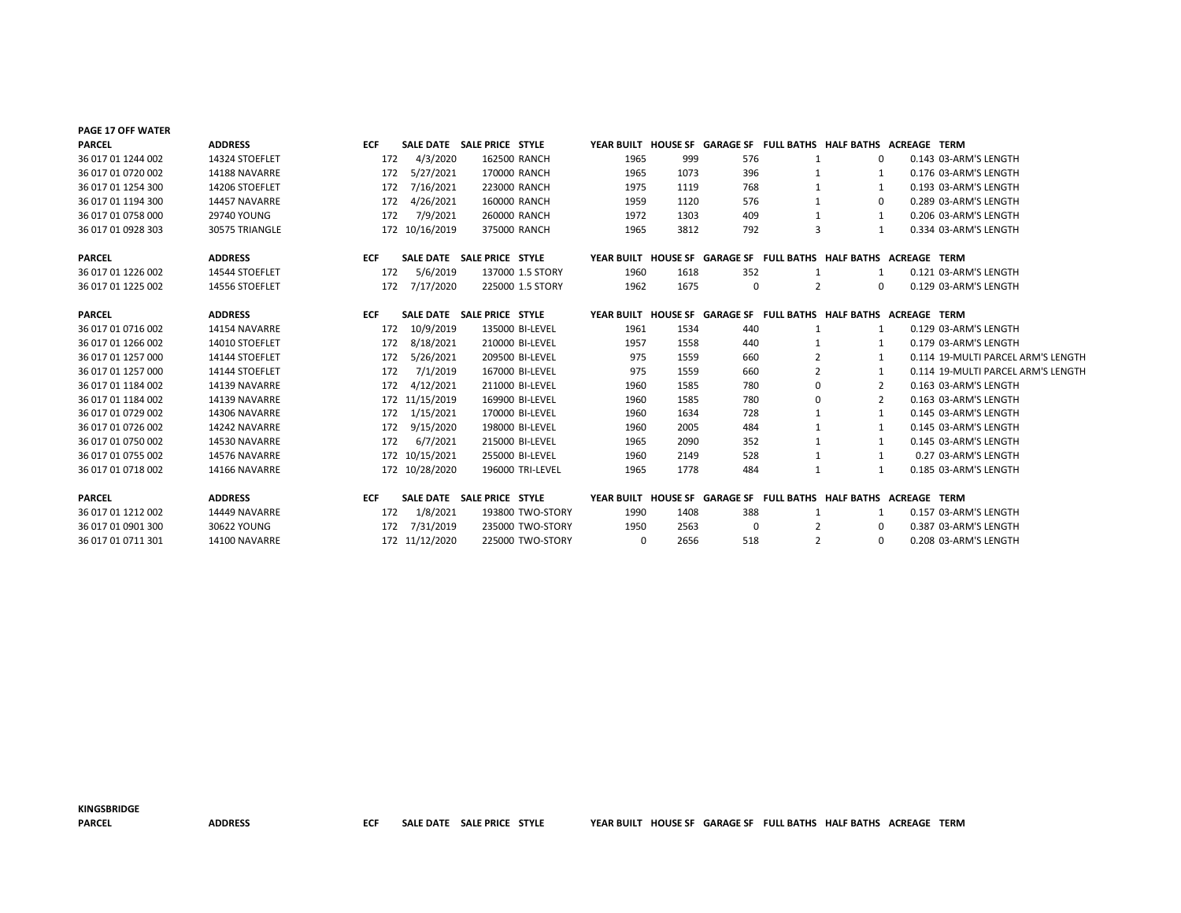**PAGE 17 OFF WATER**

| PARCEL | ADDRESS | ECF | SALE DATE | SALE PRICE | STYLE | YEAR BUILT | HOUSE SF | GARAGE SF | FULL BATHS | HALF BATHS | ACREAGE | TERM |
|---|---|---|---|---|---|---|---|---|---|---|---|---|
| 36 017 01 1244 002 | 14324 STOEFLET | 172 | 4/3/2020 | 162500 | RANCH | 1965 | 999 | 576 | 1 | 0 | 0.143 | 03-ARM'S LENGTH |
| 36 017 01 0720 002 | 14188 NAVARRE | 172 | 5/27/2021 | 170000 | RANCH | 1965 | 1073 | 396 | 1 | 1 | 0.176 | 03-ARM'S LENGTH |
| 36 017 01 1254 300 | 14206 STOEFLET | 172 | 7/16/2021 | 223000 | RANCH | 1975 | 1119 | 768 | 1 | 1 | 0.193 | 03-ARM'S LENGTH |
| 36 017 01 1194 300 | 14457 NAVARRE | 172 | 4/26/2021 | 160000 | RANCH | 1959 | 1120 | 576 | 1 | 0 | 0.289 | 03-ARM'S LENGTH |
| 36 017 01 0758 000 | 29740 YOUNG | 172 | 7/9/2021 | 260000 | RANCH | 1972 | 1303 | 409 | 1 | 1 | 0.206 | 03-ARM'S LENGTH |
| 36 017 01 0928 303 | 30575 TRIANGLE | 172 | 10/16/2019 | 375000 | RANCH | 1965 | 3812 | 792 | 3 | 1 | 0.334 | 03-ARM'S LENGTH |

| PARCEL | ADDRESS | ECF | SALE DATE | SALE PRICE | STYLE | YEAR BUILT | HOUSE SF | GARAGE SF | FULL BATHS | HALF BATHS | ACREAGE | TERM |
|---|---|---|---|---|---|---|---|---|---|---|---|---|
| 36 017 01 1226 002 | 14544 STOEFLET | 172 | 5/6/2019 | 137000 | 1.5 STORY | 1960 | 1618 | 352 | 1 | 1 | 0.121 | 03-ARM'S LENGTH |
| 36 017 01 1225 002 | 14556 STOEFLET | 172 | 7/17/2020 | 225000 | 1.5 STORY | 1962 | 1675 | 0 | 2 | 0 | 0.129 | 03-ARM'S LENGTH |

| PARCEL | ADDRESS | ECF | SALE DATE | SALE PRICE | STYLE | YEAR BUILT | HOUSE SF | GARAGE SF | FULL BATHS | HALF BATHS | ACREAGE | TERM |
|---|---|---|---|---|---|---|---|---|---|---|---|---|
| 36 017 01 0716 002 | 14154 NAVARRE | 172 | 10/9/2019 | 135000 | BI-LEVEL | 1961 | 1534 | 440 | 1 | 1 | 0.129 | 03-ARM'S LENGTH |
| 36 017 01 1266 002 | 14010 STOEFLET | 172 | 8/18/2021 | 210000 | BI-LEVEL | 1957 | 1558 | 440 | 1 | 1 | 0.179 | 03-ARM'S LENGTH |
| 36 017 01 1257 000 | 14144 STOEFLET | 172 | 5/26/2021 | 209500 | BI-LEVEL | 975 | 1559 | 660 | 2 | 1 | 0.114 | 19-MULTI PARCEL ARM'S LENGTH |
| 36 017 01 1257 000 | 14144 STOEFLET | 172 | 7/1/2019 | 167000 | BI-LEVEL | 975 | 1559 | 660 | 2 | 1 | 0.114 | 19-MULTI PARCEL ARM'S LENGTH |
| 36 017 01 1184 002 | 14139 NAVARRE | 172 | 4/12/2021 | 211000 | BI-LEVEL | 1960 | 1585 | 780 | 0 | 2 | 0.163 | 03-ARM'S LENGTH |
| 36 017 01 1184 002 | 14139 NAVARRE | 172 | 11/15/2019 | 169900 | BI-LEVEL | 1960 | 1585 | 780 | 0 | 2 | 0.163 | 03-ARM'S LENGTH |
| 36 017 01 0729 002 | 14306 NAVARRE | 172 | 1/15/2021 | 170000 | BI-LEVEL | 1960 | 1634 | 728 | 1 | 1 | 0.145 | 03-ARM'S LENGTH |
| 36 017 01 0726 002 | 14242 NAVARRE | 172 | 9/15/2020 | 198000 | BI-LEVEL | 1960 | 2005 | 484 | 1 | 1 | 0.145 | 03-ARM'S LENGTH |
| 36 017 01 0750 002 | 14530 NAVARRE | 172 | 6/7/2021 | 215000 | BI-LEVEL | 1965 | 2090 | 352 | 1 | 1 | 0.145 | 03-ARM'S LENGTH |
| 36 017 01 0755 002 | 14576 NAVARRE | 172 | 10/15/2021 | 255000 | BI-LEVEL | 1960 | 2149 | 528 | 1 | 1 | 0.27 | 03-ARM'S LENGTH |
| 36 017 01 0718 002 | 14166 NAVARRE | 172 | 10/28/2020 | 196000 | TRI-LEVEL | 1965 | 1778 | 484 | 1 | 1 | 0.185 | 03-ARM'S LENGTH |

| PARCEL | ADDRESS | ECF | SALE DATE | SALE PRICE | STYLE | YEAR BUILT | HOUSE SF | GARAGE SF | FULL BATHS | HALF BATHS | ACREAGE | TERM |
|---|---|---|---|---|---|---|---|---|---|---|---|---|
| 36 017 01 1212 002 | 14449 NAVARRE | 172 | 1/8/2021 | 193800 | TWO-STORY | 1990 | 1408 | 388 | 1 | 1 | 0.157 | 03-ARM'S LENGTH |
| 36 017 01 0901 300 | 30622 YOUNG | 172 | 7/31/2019 | 235000 | TWO-STORY | 1950 | 2563 | 0 | 2 | 0 | 0.387 | 03-ARM'S LENGTH |
| 36 017 01 0711 301 | 14100 NAVARRE | 172 | 11/12/2020 | 225000 | TWO-STORY | 0 | 2656 | 518 | 2 | 0 | 0.208 | 03-ARM'S LENGTH |

**KINGSBRIDGE**

| PARCEL | ADDRESS | ECF | SALE DATE | SALE PRICE | STYLE | YEAR BUILT | HOUSE SF | GARAGE SF | FULL BATHS | HALF BATHS | ACREAGE | TERM |
|---|---|---|---|---|---|---|---|---|---|---|---|---|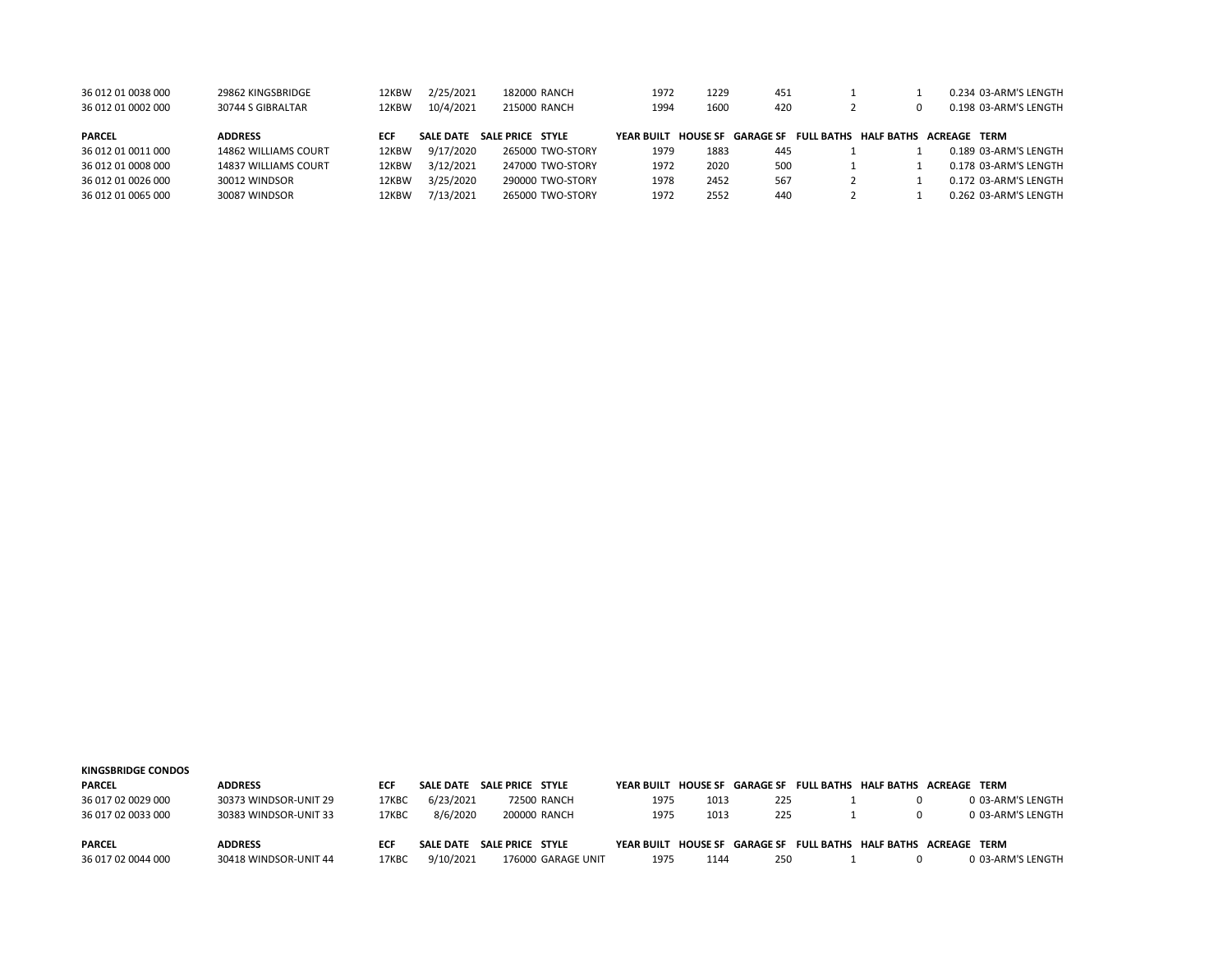| | | | | | | | | | | | | |
|---|---|---|---|---|---|---|---|---|---|---|---|---|
| 36 012 01 0038 000 | 29862 KINGSBRIDGE | 12KBW | 2/25/2021 | 182000 | RANCH | 1972 | 1229 | 451 | 1 | 1 | 0.234 | 03-ARM'S LENGTH |
| 36 012 01 0002 000 | 30744 S GIBRALTAR | 12KBW | 10/4/2021 | 215000 | RANCH | 1994 | 1600 | 420 | 2 | 0 | 0.198 | 03-ARM'S LENGTH |

| PARCEL | ADDRESS | ECF | SALE DATE | SALE PRICE | STYLE | YEAR BUILT | HOUSE SF | GARAGE SF | FULL BATHS | HALF BATHS | ACREAGE | TERM |
|---|---|---|---|---|---|---|---|---|---|---|---|---|
| 36 012 01 0011 000 | 14862 WILLIAMS COURT | 12KBW | 9/17/2020 | 265000 | TWO-STORY | 1979 | 1883 | 445 | 1 | 1 | 0.189 | 03-ARM'S LENGTH |
| 36 012 01 0008 000 | 14837 WILLIAMS COURT | 12KBW | 3/12/2021 | 247000 | TWO-STORY | 1972 | 2020 | 500 | 1 | 1 | 0.178 | 03-ARM'S LENGTH |
| 36 012 01 0026 000 | 30012 WINDSOR | 12KBW | 3/25/2020 | 290000 | TWO-STORY | 1978 | 2452 | 567 | 2 | 1 | 0.172 | 03-ARM'S LENGTH |
| 36 012 01 0065 000 | 30087 WINDSOR | 12KBW | 7/13/2021 | 265000 | TWO-STORY | 1972 | 2552 | 440 | 2 | 1 | 0.262 | 03-ARM'S LENGTH |

**KINGSBRIDGE CONDOS**

| PARCEL | ADDRESS | ECF | SALE DATE | SALE PRICE | STYLE | YEAR BUILT | HOUSE SF | GARAGE SF | FULL BATHS | HALF BATHS | ACREAGE | TERM |
|---|---|---|---|---|---|---|---|---|---|---|---|---|
| 36 017 02 0029 000 | 30373 WINDSOR-UNIT 29 | 17KBC | 6/23/2021 | 72500 | RANCH | 1975 | 1013 | 225 | 1 | 0 | 0 | 03-ARM'S LENGTH |
| 36 017 02 0033 000 | 30383 WINDSOR-UNIT 33 | 17KBC | 8/6/2020 | 200000 | RANCH | 1975 | 1013 | 225 | 1 | 0 | 0 | 03-ARM'S LENGTH |

| PARCEL | ADDRESS | ECF | SALE DATE | SALE PRICE | STYLE | YEAR BUILT | HOUSE SF | GARAGE SF | FULL BATHS | HALF BATHS | ACREAGE | TERM |
|---|---|---|---|---|---|---|---|---|---|---|---|---|
| 36 017 02 0044 000 | 30418 WINDSOR-UNIT 44 | 17KBC | 9/10/2021 | 176000 | GARAGE UNIT | 1975 | 1144 | 250 | 1 | 0 | 0 | 03-ARM'S LENGTH |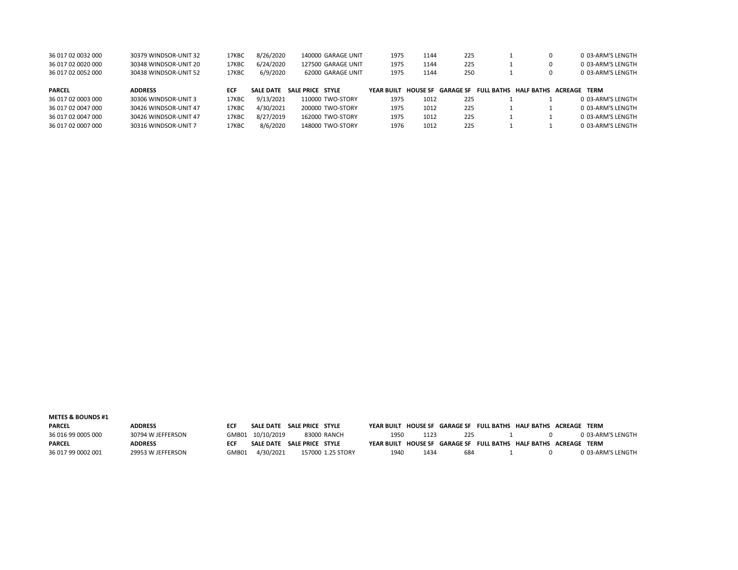| PARCEL | ADDRESS | ECF | SALE DATE | SALE PRICE | STYLE | YEAR BUILT | HOUSE SF | GARAGE SF | FULL BATHS | HALF BATHS | ACREAGE | TERM |
|---|---|---|---|---|---|---|---|---|---|---|---|---|
| 36 017 02 0032 000 | 30379 WINDSOR-UNIT 32 | 17KBC | 8/26/2020 | 140000 | GARAGE UNIT | 1975 | 1144 | 225 | 1 | 0 | 0 | 03-ARM'S LENGTH |
| 36 017 02 0020 000 | 30348 WINDSOR-UNIT 20 | 17KBC | 6/24/2020 | 127500 | GARAGE UNIT | 1975 | 1144 | 225 | 1 | 0 | 0 | 03-ARM'S LENGTH |
| 36 017 02 0052 000 | 30438 WINDSOR-UNIT 52 | 17KBC | 6/9/2020 | 62000 | GARAGE UNIT | 1975 | 1144 | 250 | 1 | 0 | 0 | 03-ARM'S LENGTH |

| PARCEL | ADDRESS | ECF | SALE DATE | SALE PRICE | STYLE | YEAR BUILT | HOUSE SF | GARAGE SF | FULL BATHS | HALF BATHS | ACREAGE | TERM |
|---|---|---|---|---|---|---|---|---|---|---|---|---|
| 36 017 02 0003 000 | 30306 WINDSOR-UNIT 3 | 17KBC | 9/13/2021 | 110000 | TWO-STORY | 1975 | 1012 | 225 | 1 | 1 | 0 | 03-ARM'S LENGTH |
| 36 017 02 0047 000 | 30426 WINDSOR-UNIT 47 | 17KBC | 4/30/2021 | 200000 | TWO-STORY | 1975 | 1012 | 225 | 1 | 1 | 0 | 03-ARM'S LENGTH |
| 36 017 02 0047 000 | 30426 WINDSOR-UNIT 47 | 17KBC | 8/27/2019 | 162000 | TWO-STORY | 1975 | 1012 | 225 | 1 | 1 | 0 | 03-ARM'S LENGTH |
| 36 017 02 0007 000 | 30316 WINDSOR-UNIT 7 | 17KBC | 8/6/2020 | 148000 | TWO-STORY | 1976 | 1012 | 225 | 1 | 1 | 0 | 03-ARM'S LENGTH |

**METES & BOUNDS #1**

| PARCEL | ADDRESS | ECF | SALE DATE | SALE PRICE | STYLE | YEAR BUILT | HOUSE SF | GARAGE SF | FULL BATHS | HALF BATHS | ACREAGE | TERM |
|---|---|---|---|---|---|---|---|---|---|---|---|---|
| 36 016 99 0005 000 | 30794 W JEFFERSON | GMB01 | 10/10/2019 | 83000 | RANCH | 1950 | 1123 | 225 | 1 | 0 | 0 | 03-ARM'S LENGTH |

| PARCEL | ADDRESS | ECF | SALE DATE | SALE PRICE | STYLE | YEAR BUILT | HOUSE SF | GARAGE SF | FULL BATHS | HALF BATHS | ACREAGE | TERM |
|---|---|---|---|---|---|---|---|---|---|---|---|---|
| 36 017 99 0002 001 | 29953 W JEFFERSON | GMB01 | 4/30/2021 | 157000 | 1.25 STORY | 1940 | 1434 | 684 | 1 | 0 | 0 | 03-ARM'S LENGTH |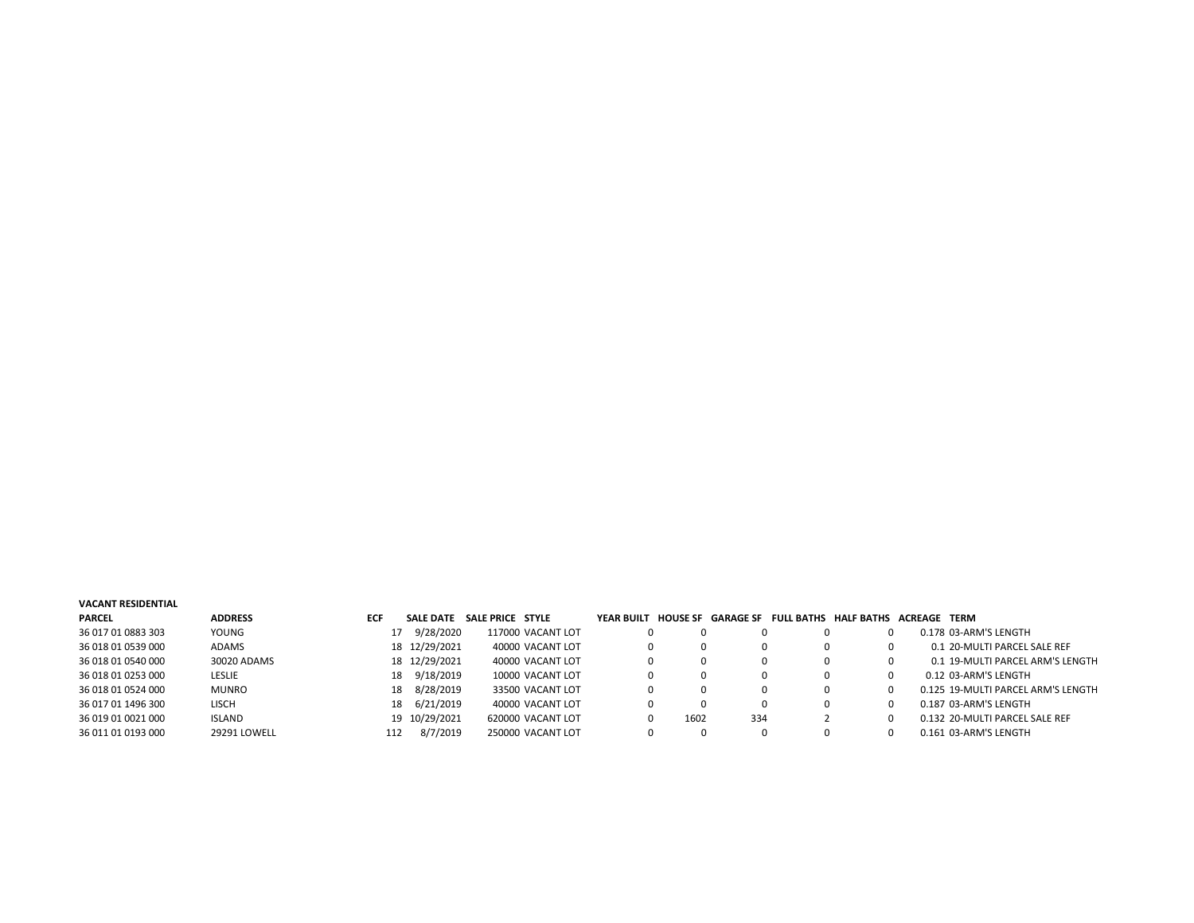**VACANT RESIDENTIAL**

| PARCEL | ADDRESS | ECF | SALE DATE | SALE PRICE | STYLE | YEAR BUILT | HOUSE SF | GARAGE SF | FULL BATHS | HALF BATHS | ACREAGE | TERM |
|---|---|---|---|---|---|---|---|---|---|---|---|---|
| 36 017 01 0883 303 | YOUNG | 17 | 9/28/2020 | 117000 | VACANT LOT | 0 | 0 | 0 | 0 | 0 | 0.178 | 03-ARM'S LENGTH |
| 36 018 01 0539 000 | ADAMS | 18 | 12/29/2021 | 40000 | VACANT LOT | 0 | 0 | 0 | 0 | 0 | 0.1 | 20-MULTI PARCEL SALE REF |
| 36 018 01 0540 000 | 30020 ADAMS | 18 | 12/29/2021 | 40000 | VACANT LOT | 0 | 0 | 0 | 0 | 0 | 0.1 | 19-MULTI PARCEL ARM'S LENGTH |
| 36 018 01 0253 000 | LESLIE | 18 | 9/18/2019 | 10000 | VACANT LOT | 0 | 0 | 0 | 0 | 0 | 0.12 | 03-ARM'S LENGTH |
| 36 018 01 0524 000 | MUNRO | 18 | 8/28/2019 | 33500 | VACANT LOT | 0 | 0 | 0 | 0 | 0 | 0.125 | 19-MULTI PARCEL ARM'S LENGTH |
| 36 017 01 1496 300 | LISCH | 18 | 6/21/2019 | 40000 | VACANT LOT | 0 | 0 | 0 | 0 | 0 | 0.187 | 03-ARM'S LENGTH |
| 36 019 01 0021 000 | ISLAND | 19 | 10/29/2021 | 620000 | VACANT LOT | 0 | 1602 | 334 | 2 | 0 | 0.132 | 20-MULTI PARCEL SALE REF |
| 36 011 01 0193 000 | 29291 LOWELL | 112 | 8/7/2019 | 250000 | VACANT LOT | 0 | 0 | 0 | 0 | 0 | 0.161 | 03-ARM'S LENGTH |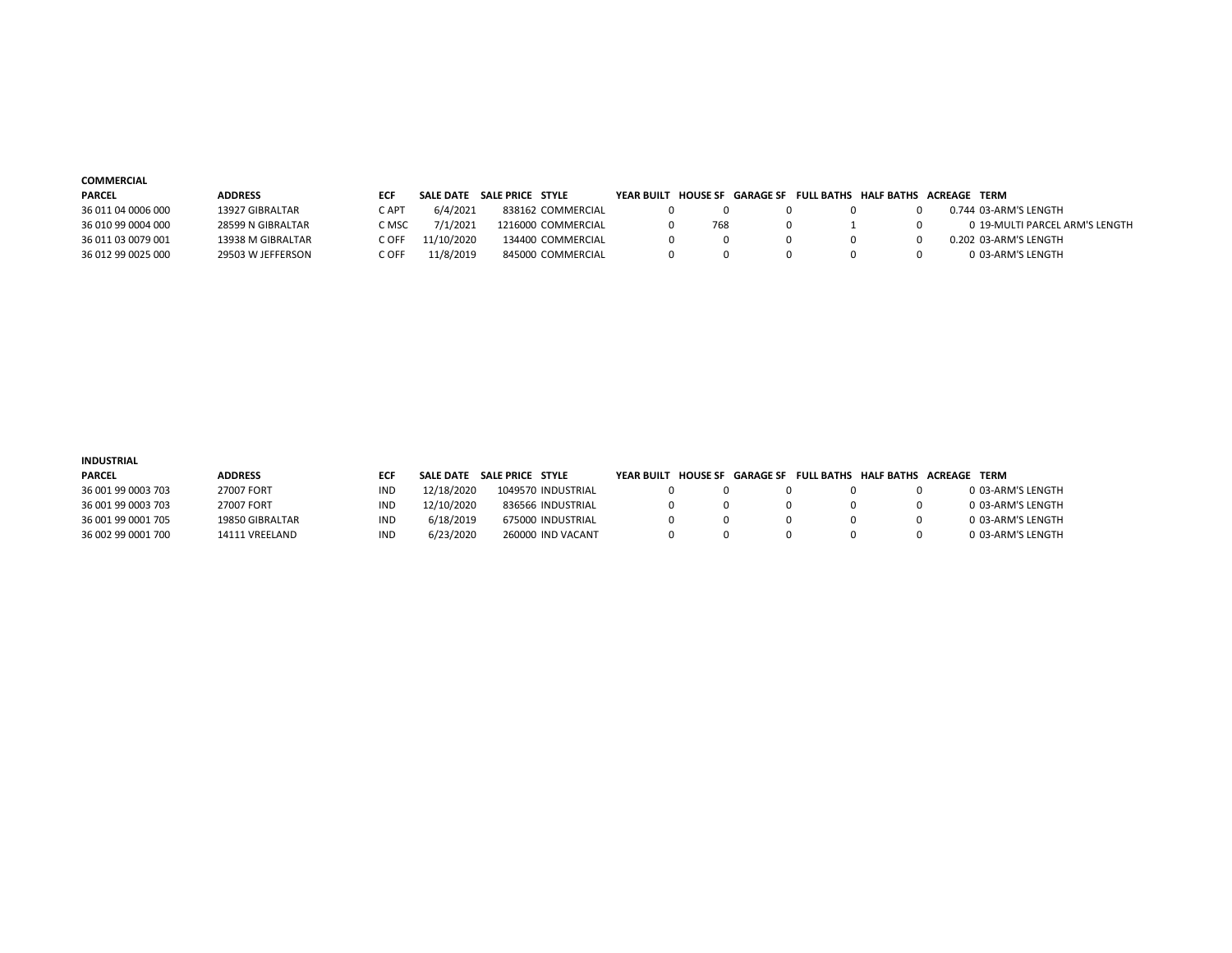**COMMERCIAL**

| PARCEL | ADDRESS | ECF | SALE DATE | SALE PRICE | STYLE | YEAR BUILT | HOUSE SF | GARAGE SF | FULL BATHS | HALF BATHS | ACREAGE | TERM |
|---|---|---|---|---|---|---|---|---|---|---|---|---|
| 36 011 04 0006 000 | 13927 GIBRALTAR | C APT | 6/4/2021 | 838162 | COMMERCIAL | 0 | 0 | 0 | 0 | 0 | 0.744 | 03-ARM'S LENGTH |
| 36 010 99 0004 000 | 28599 N GIBRALTAR | C MSC | 7/1/2021 | 1216000 | COMMERCIAL | 0 | 768 | 0 | 1 | 0 | 0 | 19-MULTI PARCEL ARM'S LENGTH |
| 36 011 03 0079 001 | 13938 M GIBRALTAR | C OFF | 11/10/2020 | 134400 | COMMERCIAL | 0 | 0 | 0 | 0 | 0 | 0.202 | 03-ARM'S LENGTH |
| 36 012 99 0025 000 | 29503 W JEFFERSON | C OFF | 11/8/2019 | 845000 | COMMERCIAL | 0 | 0 | 0 | 0 | 0 | 0 | 03-ARM'S LENGTH |

**INDUSTRIAL**

| PARCEL | ADDRESS | ECF | SALE DATE | SALE PRICE | STYLE | YEAR BUILT | HOUSE SF | GARAGE SF | FULL BATHS | HALF BATHS | ACREAGE | TERM |
|---|---|---|---|---|---|---|---|---|---|---|---|---|
| 36 001 99 0003 703 | 27007 FORT | IND | 12/18/2020 | 1049570 | INDUSTRIAL | 0 | 0 | 0 | 0 | 0 | 0 | 03-ARM'S LENGTH |
| 36 001 99 0003 703 | 27007 FORT | IND | 12/10/2020 | 836566 | INDUSTRIAL | 0 | 0 | 0 | 0 | 0 | 0 | 03-ARM'S LENGTH |
| 36 001 99 0001 705 | 19850 GIBRALTAR | IND | 6/18/2019 | 675000 | INDUSTRIAL | 0 | 0 | 0 | 0 | 0 | 0 | 03-ARM'S LENGTH |
| 36 002 99 0001 700 | 14111 VREELAND | IND | 6/23/2020 | 260000 | IND VACANT | 0 | 0 | 0 | 0 | 0 | 0 | 03-ARM'S LENGTH |